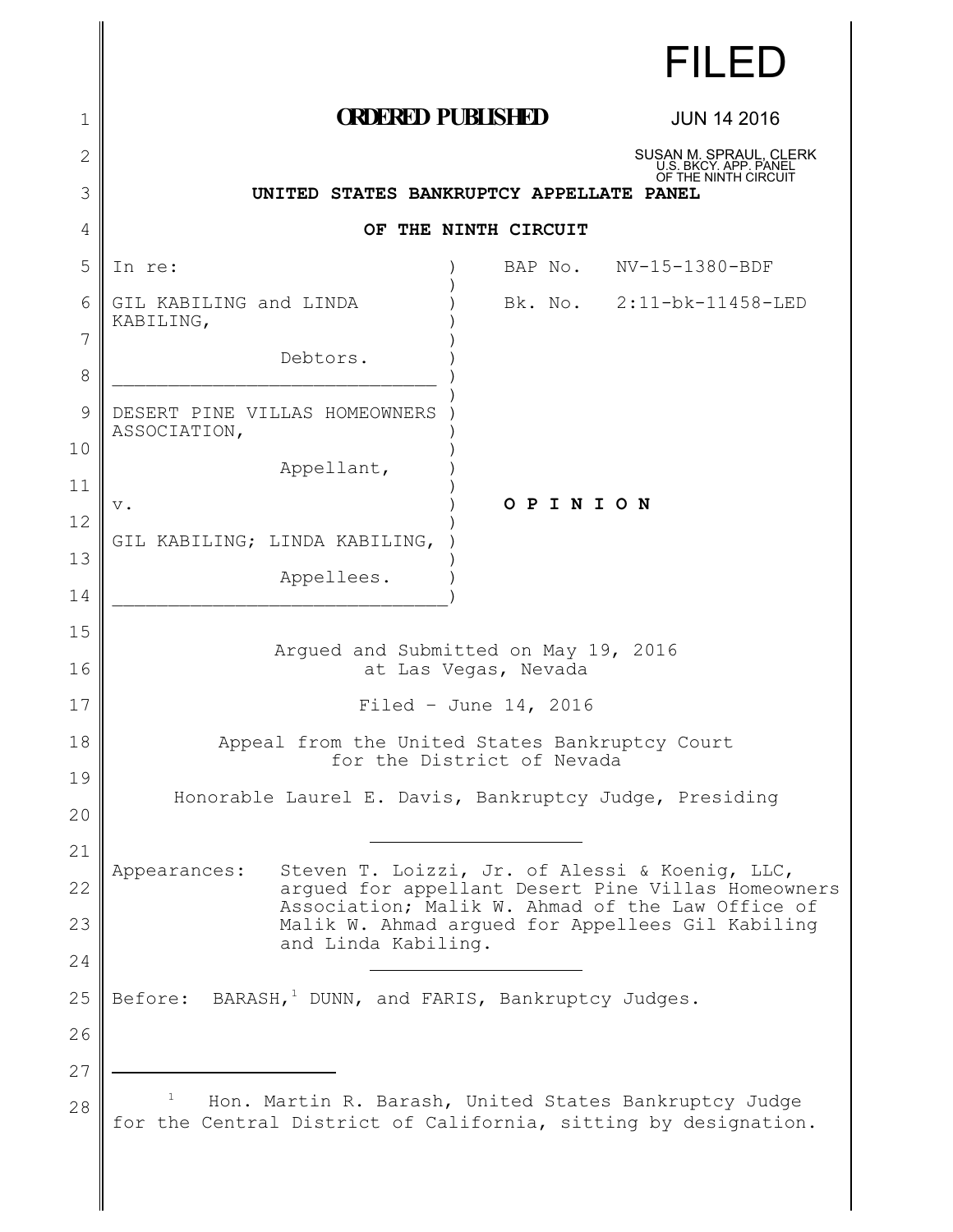FILED

**ORDERED PUBLISHED**

JUN 14 2016

SUSAN M. SPRAUL, CLERK
U.S. BKCY. APP. PANEL
OF THE NINTH CIRCUIT

**UNITED STATES BANKRUPTCY APPELLATE PANEL**

**OF THE NINTH CIRCUIT**

| | |
|---|---|
| In re: | BAP No. NV-15-1380-BDF |
| GIL KABILING and LINDA KABILING, | Bk. No. 2:11-bk-11458-LED |
| Debtors. | |
| DESERT PINE VILLAS HOMEOWNERS ASSOCIATION, | |
| Appellant, | |
| v. | **O P I N I O N** |
| GIL KABILING; LINDA KABILING, | |
| Appellees. | |

Argued and Submitted on May 19, 2016
at Las Vegas, Nevada

Filed – June 14, 2016

Appeal from the United States Bankruptcy Court
for the District of Nevada

Honorable Laurel E. Davis, Bankruptcy Judge, Presiding

---

Appearances: Steven T. Loizzi, Jr. of Alessi & Koenig, LLC, argued for appellant Desert Pine Villas Homeowners Association; Malik W. Ahmad of the Law Office of Malik W. Ahmad argued for Appellees Gil Kabiling and Linda Kabiling.

---

Before: BARASH,[1] DUNN, and FARIS, Bankruptcy Judges.

---

[1] Hon. Martin R. Barash, United States Bankruptcy Judge for the Central District of California, sitting by designation.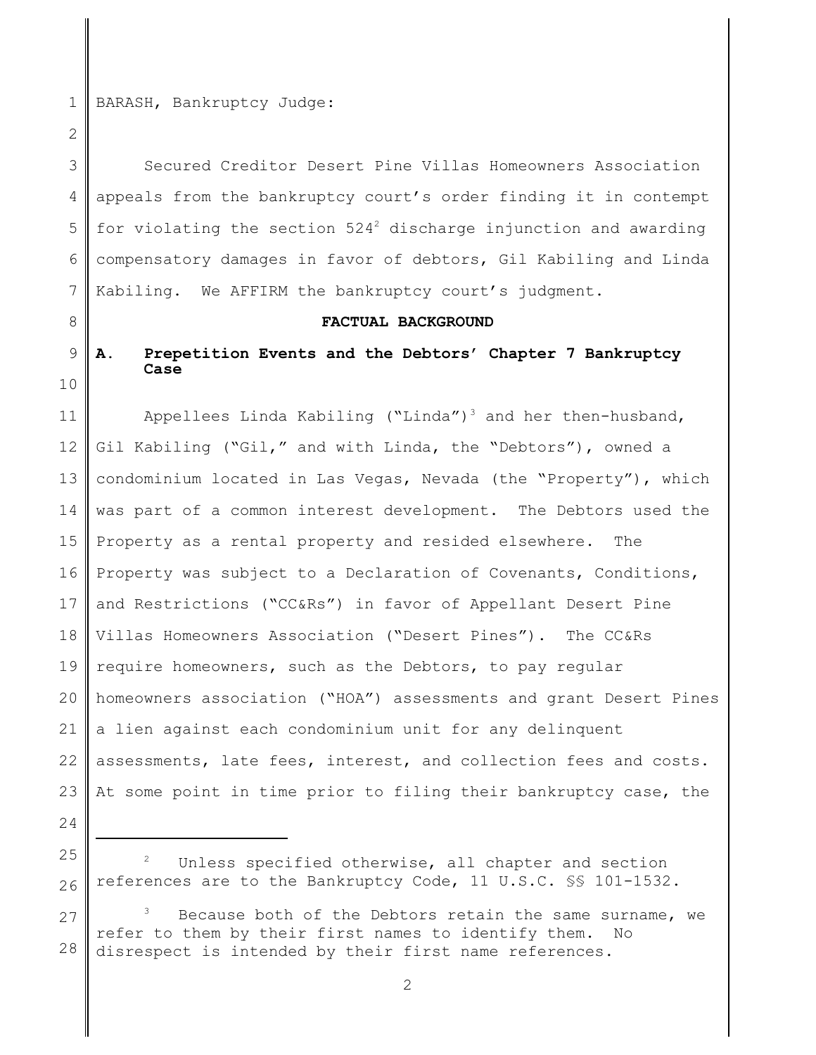BARASH, Bankruptcy Judge:

Secured Creditor Desert Pine Villas Homeowners Association appeals from the bankruptcy court's order finding it in contempt for violating the section 524[2] discharge injunction and awarding compensatory damages in favor of debtors, Gil Kabiling and Linda Kabiling. We AFFIRM the bankruptcy court's judgment.

## FACTUAL BACKGROUND

### A. Prepetition Events and the Debtors' Chapter 7 Bankruptcy Case

Appellees Linda Kabiling ("Linda")[3] and her then-husband, Gil Kabiling ("Gil," and with Linda, the "Debtors"), owned a condominium located in Las Vegas, Nevada (the "Property"), which was part of a common interest development. The Debtors used the Property as a rental property and resided elsewhere. The Property was subject to a Declaration of Covenants, Conditions, and Restrictions ("CC&Rs") in favor of Appellant Desert Pine Villas Homeowners Association ("Desert Pines"). The CC&Rs require homeowners, such as the Debtors, to pay regular homeowners association ("HOA") assessments and grant Desert Pines a lien against each condominium unit for any delinquent assessments, late fees, interest, and collection fees and costs. At some point in time prior to filing their bankruptcy case, the

---

[2] Unless specified otherwise, all chapter and section references are to the Bankruptcy Code, 11 U.S.C. §§ 101-1532.

[3] Because both of the Debtors retain the same surname, we refer to them by their first names to identify them. No disrespect is intended by their first name references.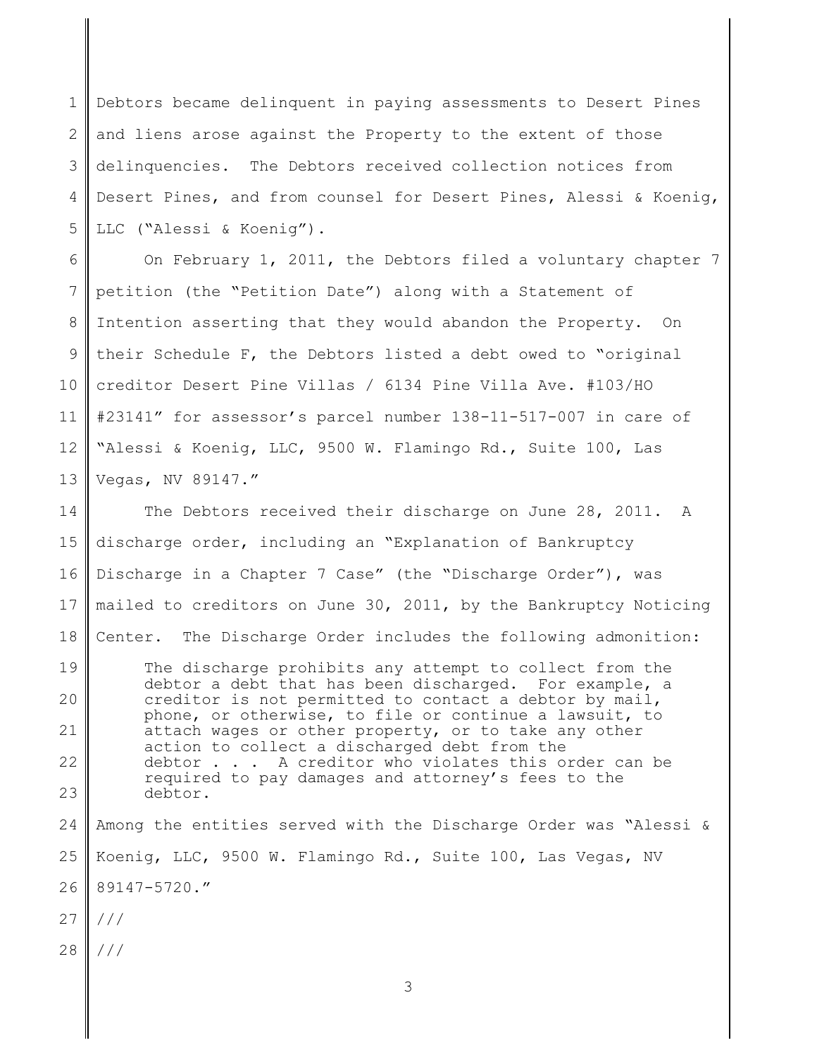Debtors became delinquent in paying assessments to Desert Pines and liens arose against the Property to the extent of those delinquencies. The Debtors received collection notices from Desert Pines, and from counsel for Desert Pines, Alessi & Koenig, LLC ("Alessi & Koenig").

On February 1, 2011, the Debtors filed a voluntary chapter 7 petition (the "Petition Date") along with a Statement of Intention asserting that they would abandon the Property. On their Schedule F, the Debtors listed a debt owed to "original creditor Desert Pine Villas / 6134 Pine Villa Ave. #103/HO #23141" for assessor's parcel number 138-11-517-007 in care of "Alessi & Koenig, LLC, 9500 W. Flamingo Rd., Suite 100, Las Vegas, NV 89147."

The Debtors received their discharge on June 28, 2011. A discharge order, including an "Explanation of Bankruptcy Discharge in a Chapter 7 Case" (the "Discharge Order"), was mailed to creditors on June 30, 2011, by the Bankruptcy Noticing Center. The Discharge Order includes the following admonition:

> The discharge prohibits any attempt to collect from the debtor a debt that has been discharged. For example, a creditor is not permitted to contact a debtor by mail, phone, or otherwise, to file or continue a lawsuit, to attach wages or other property, or to take any other action to collect a discharged debt from the debtor . . . A creditor who violates this order can be required to pay damages and attorney's fees to the debtor.

Among the entities served with the Discharge Order was "Alessi & Koenig, LLC, 9500 W. Flamingo Rd., Suite 100, Las Vegas, NV 89147-5720."

///

///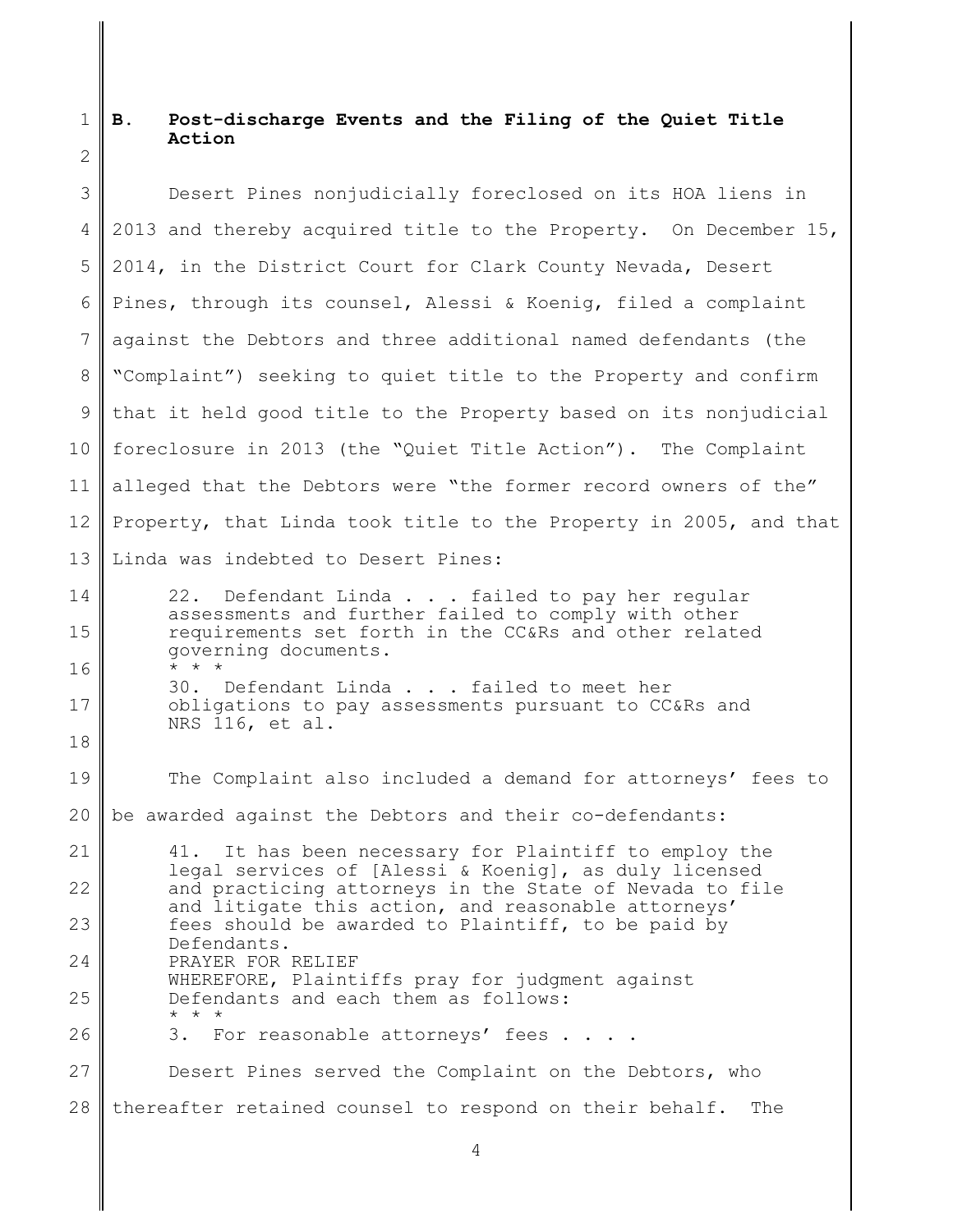### B. Post-discharge Events and the Filing of the Quiet Title Action

Desert Pines nonjudicially foreclosed on its HOA liens in 2013 and thereby acquired title to the Property. On December 15, 2014, in the District Court for Clark County Nevada, Desert Pines, through its counsel, Alessi & Koenig, filed a complaint against the Debtors and three additional named defendants (the "Complaint") seeking to quiet title to the Property and confirm that it held good title to the Property based on its nonjudicial foreclosure in 2013 (the "Quiet Title Action"). The Complaint alleged that the Debtors were "the former record owners of the" Property, that Linda took title to the Property in 2005, and that Linda was indebted to Desert Pines:

> 22. Defendant Linda . . . failed to pay her regular assessments and further failed to comply with other requirements set forth in the CC&Rs and other related governing documents.
>
> \* \* \*
>
> 30. Defendant Linda . . . failed to meet her obligations to pay assessments pursuant to CC&Rs and NRS 116, et al.

The Complaint also included a demand for attorneys' fees to be awarded against the Debtors and their co-defendants:

> 41. It has been necessary for Plaintiff to employ the legal services of [Alessi & Koenig], as duly licensed and practicing attorneys in the State of Nevada to file and litigate this action, and reasonable attorneys' fees should be awarded to Plaintiff, to be paid by Defendants.
>
> PRAYER FOR RELIEF
>
> WHEREFORE, Plaintiffs pray for judgment against Defendants and each them as follows:
>
> \* \* \*
>
> 3. For reasonable attorneys' fees . . . .

Desert Pines served the Complaint on the Debtors, who thereafter retained counsel to respond on their behalf. The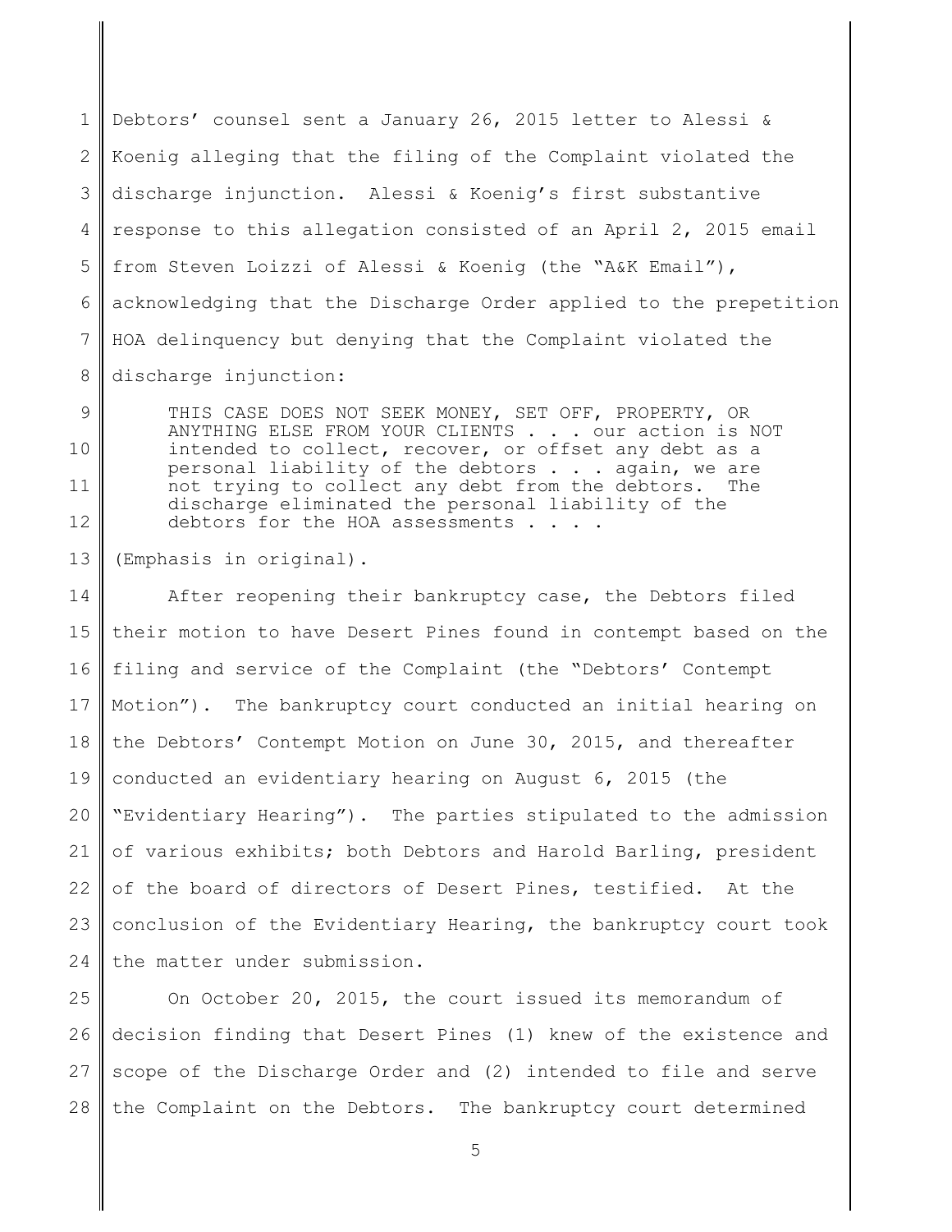Debtors' counsel sent a January 26, 2015 letter to Alessi & Koenig alleging that the filing of the Complaint violated the discharge injunction. Alessi & Koenig's first substantive response to this allegation consisted of an April 2, 2015 email from Steven Loizzi of Alessi & Koenig (the "A&K Email"), acknowledging that the Discharge Order applied to the prepetition HOA delinquency but denying that the Complaint violated the discharge injunction:

> THIS CASE DOES NOT SEEK MONEY, SET OFF, PROPERTY, OR ANYTHING ELSE FROM YOUR CLIENTS . . . our action is NOT intended to collect, recover, or offset any debt as a personal liability of the debtors . . . again, we are not trying to collect any debt from the debtors. The discharge eliminated the personal liability of the debtors for the HOA assessments . . . .

(Emphasis in original).

After reopening their bankruptcy case, the Debtors filed their motion to have Desert Pines found in contempt based on the filing and service of the Complaint (the "Debtors' Contempt Motion"). The bankruptcy court conducted an initial hearing on the Debtors' Contempt Motion on June 30, 2015, and thereafter conducted an evidentiary hearing on August 6, 2015 (the "Evidentiary Hearing"). The parties stipulated to the admission of various exhibits; both Debtors and Harold Barling, president of the board of directors of Desert Pines, testified. At the conclusion of the Evidentiary Hearing, the bankruptcy court took the matter under submission.

On October 20, 2015, the court issued its memorandum of decision finding that Desert Pines (1) knew of the existence and scope of the Discharge Order and (2) intended to file and serve the Complaint on the Debtors. The bankruptcy court determined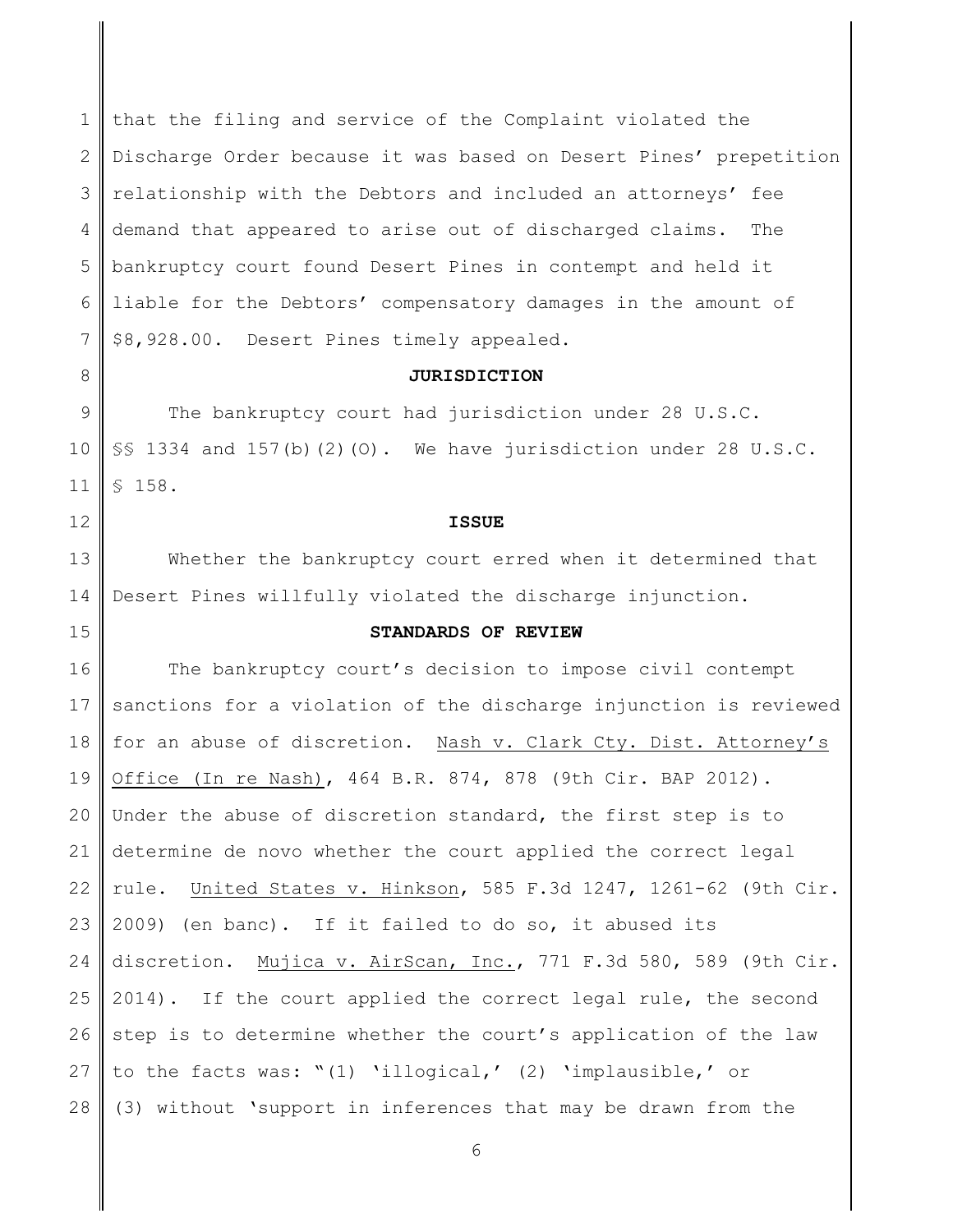that the filing and service of the Complaint violated the Discharge Order because it was based on Desert Pines' prepetition relationship with the Debtors and included an attorneys' fee demand that appeared to arise out of discharged claims. The bankruptcy court found Desert Pines in contempt and held it liable for the Debtors' compensatory damages in the amount of $8,928.00. Desert Pines timely appealed.

**JURISDICTION**

The bankruptcy court had jurisdiction under 28 U.S.C. §§ 1334 and 157(b)(2)(O). We have jurisdiction under 28 U.S.C. § 158.

**ISSUE**

Whether the bankruptcy court erred when it determined that Desert Pines willfully violated the discharge injunction.

**STANDARDS OF REVIEW**

The bankruptcy court's decision to impose civil contempt sanctions for a violation of the discharge injunction is reviewed for an abuse of discretion. Nash v. Clark Cty. Dist. Attorney's Office (In re Nash), 464 B.R. 874, 878 (9th Cir. BAP 2012). Under the abuse of discretion standard, the first step is to determine de novo whether the court applied the correct legal rule. United States v. Hinkson, 585 F.3d 1247, 1261-62 (9th Cir. 2009) (en banc). If it failed to do so, it abused its discretion. Mujica v. AirScan, Inc., 771 F.3d 580, 589 (9th Cir. 2014). If the court applied the correct legal rule, the second step is to determine whether the court's application of the law to the facts was: "(1) 'illogical,' (2) 'implausible,' or (3) without 'support in inferences that may be drawn from the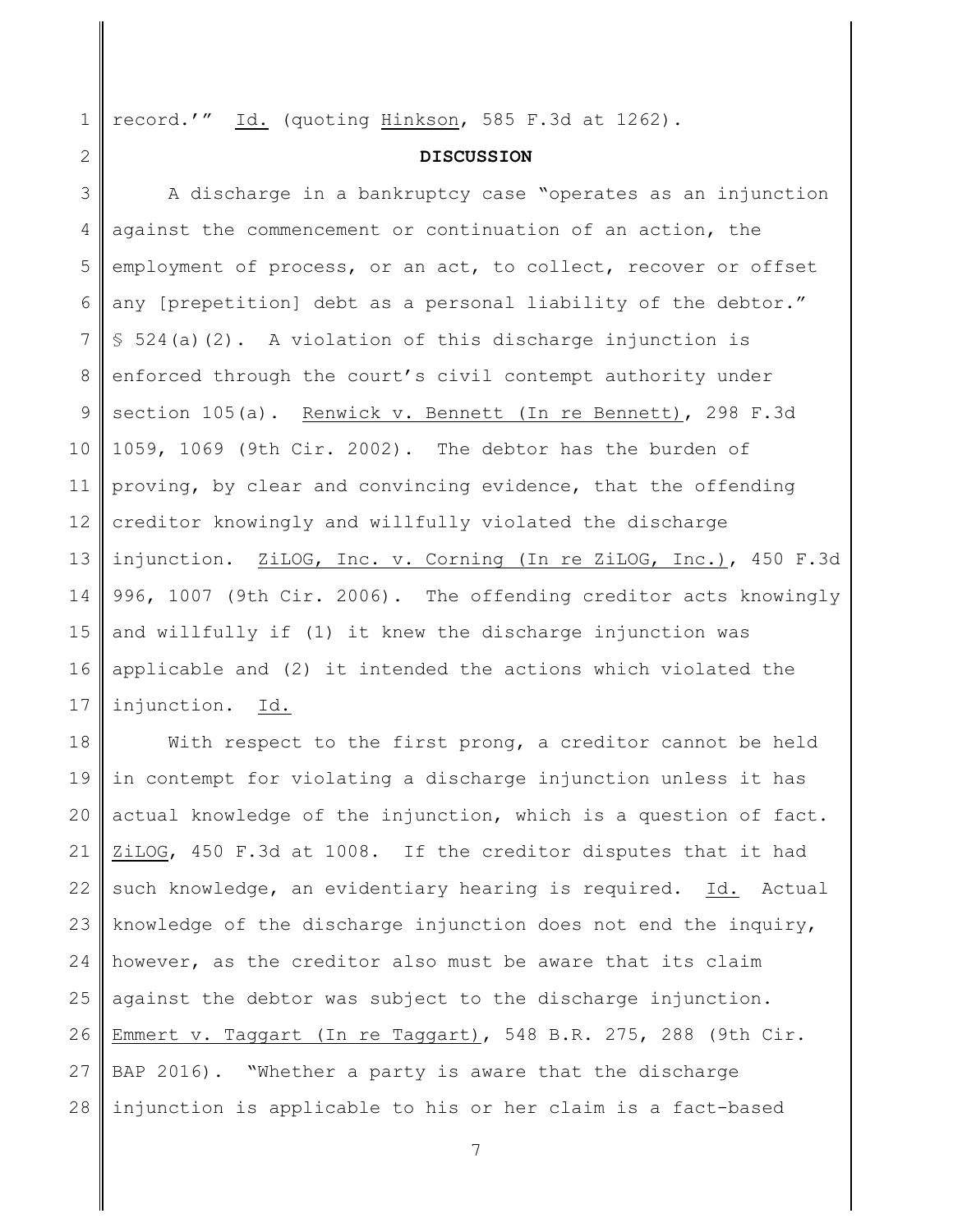record.'" Id. (quoting Hinkson, 585 F.3d at 1262).

**DISCUSSION**

A discharge in a bankruptcy case "operates as an injunction against the commencement or continuation of an action, the employment of process, or an act, to collect, recover or offset any [prepetition] debt as a personal liability of the debtor." § 524(a)(2). A violation of this discharge injunction is enforced through the court's civil contempt authority under section 105(a). Renwick v. Bennett (In re Bennett), 298 F.3d 1059, 1069 (9th Cir. 2002). The debtor has the burden of proving, by clear and convincing evidence, that the offending creditor knowingly and willfully violated the discharge injunction. ZiLOG, Inc. v. Corning (In re ZiLOG, Inc.), 450 F.3d 996, 1007 (9th Cir. 2006). The offending creditor acts knowingly and willfully if (1) it knew the discharge injunction was applicable and (2) it intended the actions which violated the injunction. Id.

With respect to the first prong, a creditor cannot be held in contempt for violating a discharge injunction unless it has actual knowledge of the injunction, which is a question of fact. ZiLOG, 450 F.3d at 1008. If the creditor disputes that it had such knowledge, an evidentiary hearing is required. Id. Actual knowledge of the discharge injunction does not end the inquiry, however, as the creditor also must be aware that its claim against the debtor was subject to the discharge injunction. Emmert v. Taggart (In re Taggart), 548 B.R. 275, 288 (9th Cir. BAP 2016). "Whether a party is aware that the discharge injunction is applicable to his or her claim is a fact-based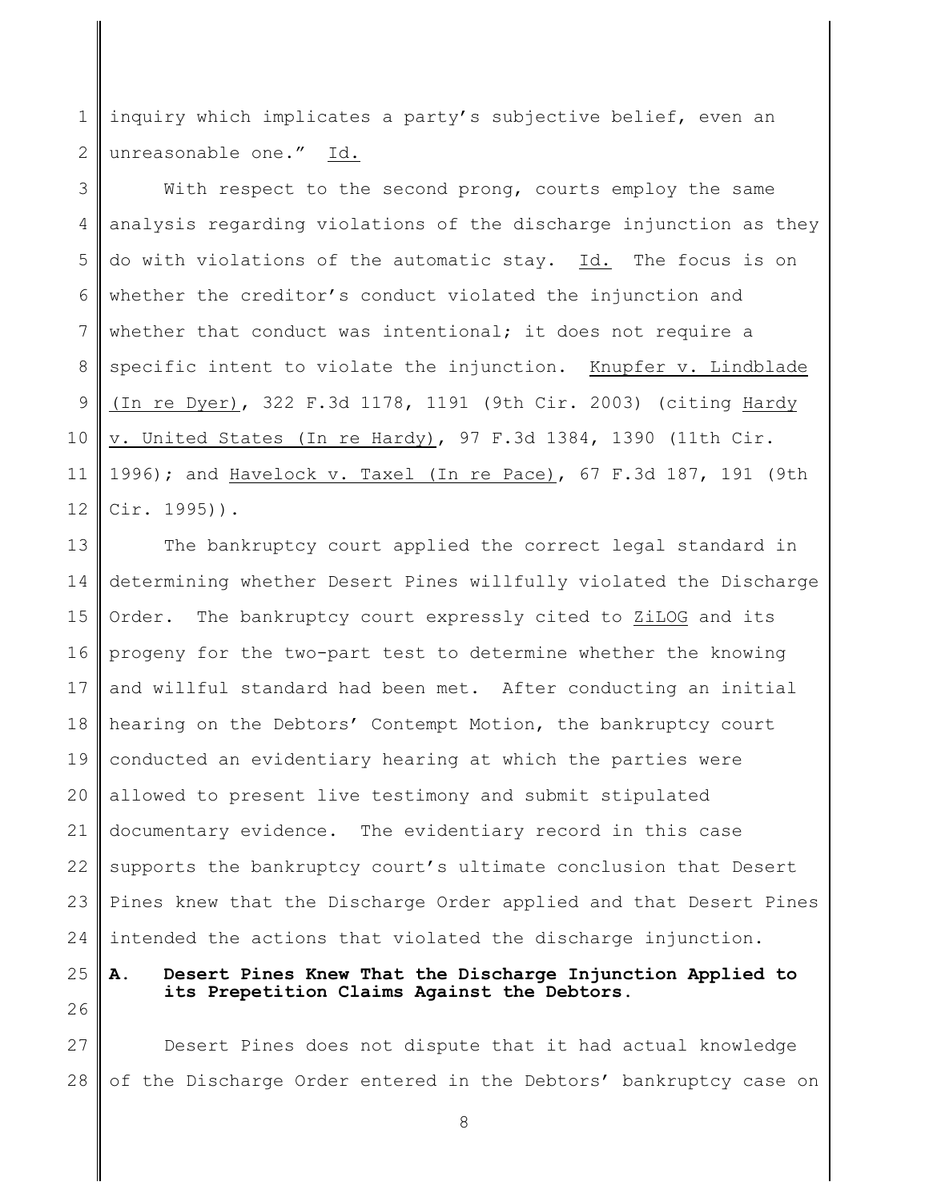inquiry which implicates a party's subjective belief, even an unreasonable one." Id.

With respect to the second prong, courts employ the same analysis regarding violations of the discharge injunction as they do with violations of the automatic stay. Id. The focus is on whether the creditor's conduct violated the injunction and whether that conduct was intentional; it does not require a specific intent to violate the injunction. Knupfer v. Lindblade (In re Dyer), 322 F.3d 1178, 1191 (9th Cir. 2003) (citing Hardy v. United States (In re Hardy), 97 F.3d 1384, 1390 (11th Cir. 1996); and Havelock v. Taxel (In re Pace), 67 F.3d 187, 191 (9th Cir. 1995)).

The bankruptcy court applied the correct legal standard in determining whether Desert Pines willfully violated the Discharge Order. The bankruptcy court expressly cited to ZiLOG and its progeny for the two-part test to determine whether the knowing and willful standard had been met. After conducting an initial hearing on the Debtors' Contempt Motion, the bankruptcy court conducted an evidentiary hearing at which the parties were allowed to present live testimony and submit stipulated documentary evidence. The evidentiary record in this case supports the bankruptcy court's ultimate conclusion that Desert Pines knew that the Discharge Order applied and that Desert Pines intended the actions that violated the discharge injunction.

**A. Desert Pines Knew That the Discharge Injunction Applied to its Prepetition Claims Against the Debtors.**

Desert Pines does not dispute that it had actual knowledge of the Discharge Order entered in the Debtors' bankruptcy case on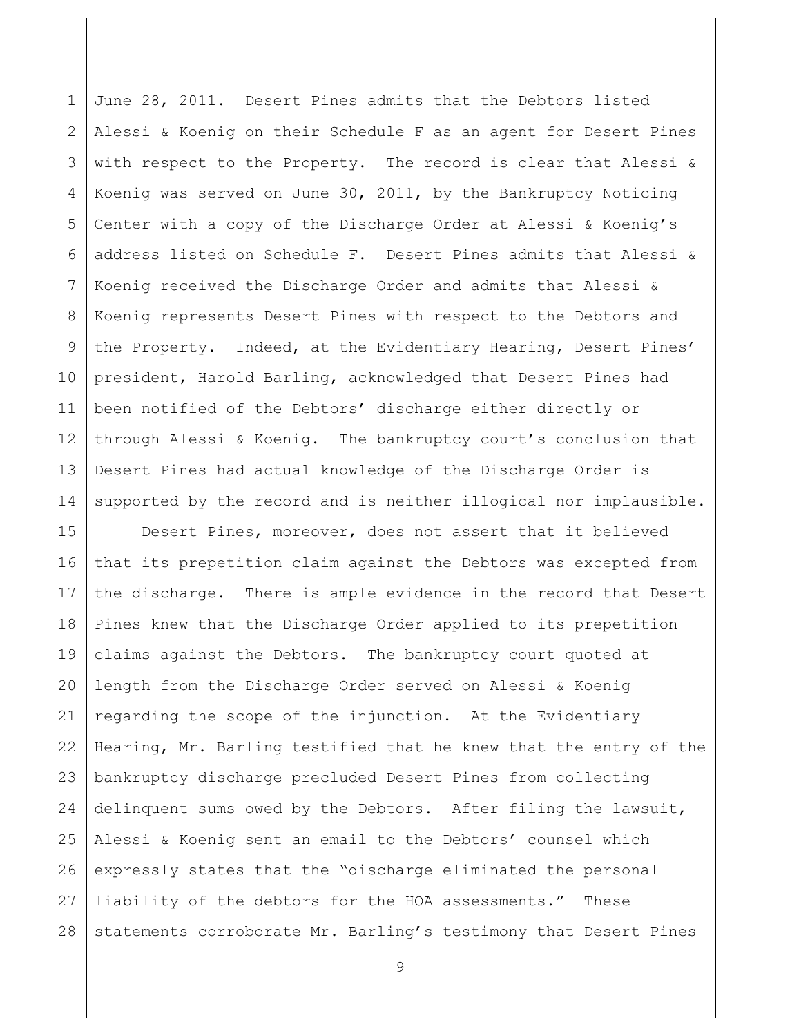June 28, 2011. Desert Pines admits that the Debtors listed Alessi & Koenig on their Schedule F as an agent for Desert Pines with respect to the Property. The record is clear that Alessi & Koenig was served on June 30, 2011, by the Bankruptcy Noticing Center with a copy of the Discharge Order at Alessi & Koenig's address listed on Schedule F. Desert Pines admits that Alessi & Koenig received the Discharge Order and admits that Alessi & Koenig represents Desert Pines with respect to the Debtors and the Property. Indeed, at the Evidentiary Hearing, Desert Pines' president, Harold Barling, acknowledged that Desert Pines had been notified of the Debtors' discharge either directly or through Alessi & Koenig. The bankruptcy court's conclusion that Desert Pines had actual knowledge of the Discharge Order is supported by the record and is neither illogical nor implausible.

Desert Pines, moreover, does not assert that it believed that its prepetition claim against the Debtors was excepted from the discharge. There is ample evidence in the record that Desert Pines knew that the Discharge Order applied to its prepetition claims against the Debtors. The bankruptcy court quoted at length from the Discharge Order served on Alessi & Koenig regarding the scope of the injunction. At the Evidentiary Hearing, Mr. Barling testified that he knew that the entry of the bankruptcy discharge precluded Desert Pines from collecting delinquent sums owed by the Debtors. After filing the lawsuit, Alessi & Koenig sent an email to the Debtors' counsel which expressly states that the "discharge eliminated the personal liability of the debtors for the HOA assessments." These statements corroborate Mr. Barling's testimony that Desert Pines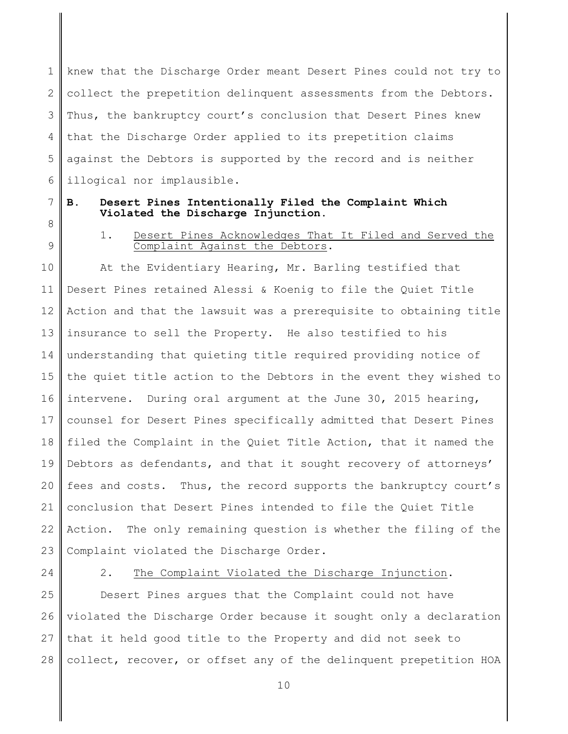knew that the Discharge Order meant Desert Pines could not try to collect the prepetition delinquent assessments from the Debtors. Thus, the bankruptcy court's conclusion that Desert Pines knew that the Discharge Order applied to its prepetition claims against the Debtors is supported by the record and is neither illogical nor implausible.

**B. Desert Pines Intentionally Filed the Complaint Which Violated the Discharge Injunction.**

1. <u>Desert Pines Acknowledges That It Filed and Served the Complaint Against the Debtors</u>.

At the Evidentiary Hearing, Mr. Barling testified that Desert Pines retained Alessi & Koenig to file the Quiet Title Action and that the lawsuit was a prerequisite to obtaining title insurance to sell the Property. He also testified to his understanding that quieting title required providing notice of the quiet title action to the Debtors in the event they wished to intervene. During oral argument at the June 30, 2015 hearing, counsel for Desert Pines specifically admitted that Desert Pines filed the Complaint in the Quiet Title Action, that it named the Debtors as defendants, and that it sought recovery of attorneys' fees and costs. Thus, the record supports the bankruptcy court's conclusion that Desert Pines intended to file the Quiet Title Action. The only remaining question is whether the filing of the Complaint violated the Discharge Order.

2. <u>The Complaint Violated the Discharge Injunction</u>.

Desert Pines argues that the Complaint could not have violated the Discharge Order because it sought only a declaration that it held good title to the Property and did not seek to collect, recover, or offset any of the delinquent prepetition HOA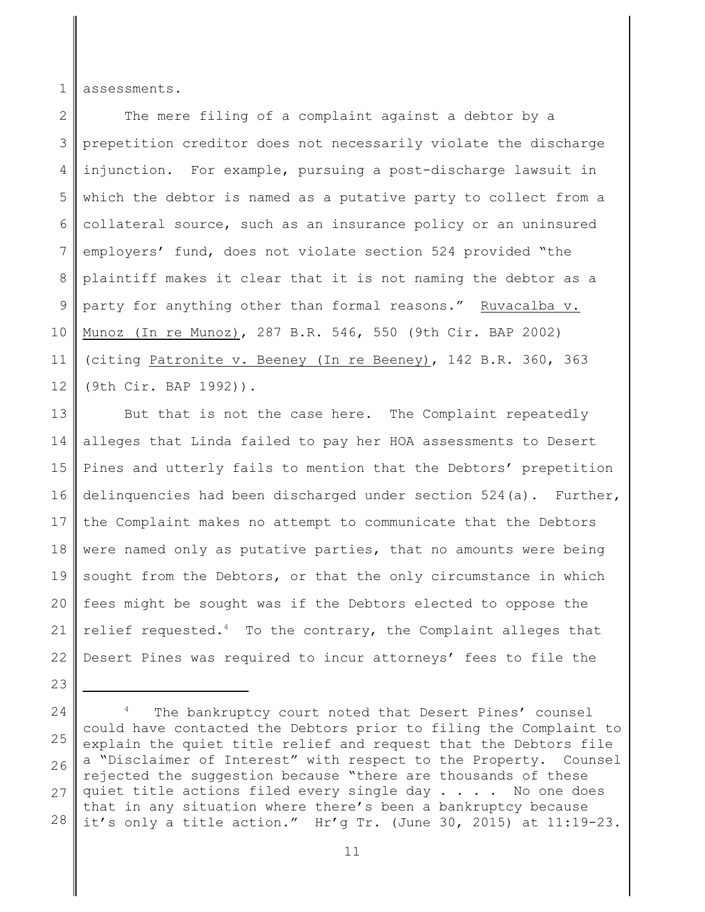assessments.

The mere filing of a complaint against a debtor by a prepetition creditor does not necessarily violate the discharge injunction. For example, pursuing a post-discharge lawsuit in which the debtor is named as a putative party to collect from a collateral source, such as an insurance policy or an uninsured employers' fund, does not violate section 524 provided "the plaintiff makes it clear that it is not naming the debtor as a party for anything other than formal reasons." Ruvacalba v. Munoz (In re Munoz), 287 B.R. 546, 550 (9th Cir. BAP 2002) (citing Patronite v. Beeney (In re Beeney), 142 B.R. 360, 363 (9th Cir. BAP 1992)).

But that is not the case here. The Complaint repeatedly alleges that Linda failed to pay her HOA assessments to Desert Pines and utterly fails to mention that the Debtors' prepetition delinquencies had been discharged under section 524(a). Further, the Complaint makes no attempt to communicate that the Debtors were named only as putative parties, that no amounts were being sought from the Debtors, or that the only circumstance in which fees might be sought was if the Debtors elected to oppose the relief requested.[4] To the contrary, the Complaint alleges that Desert Pines was required to incur attorneys' fees to file the

---

[4] The bankruptcy court noted that Desert Pines' counsel could have contacted the Debtors prior to filing the Complaint to explain the quiet title relief and request that the Debtors file a "Disclaimer of Interest" with respect to the Property. Counsel rejected the suggestion because "there are thousands of these quiet title actions filed every single day . . . . No one does that in any situation where there's been a bankruptcy because it's only a title action." Hr'g Tr. (June 30, 2015) at 11:19-23.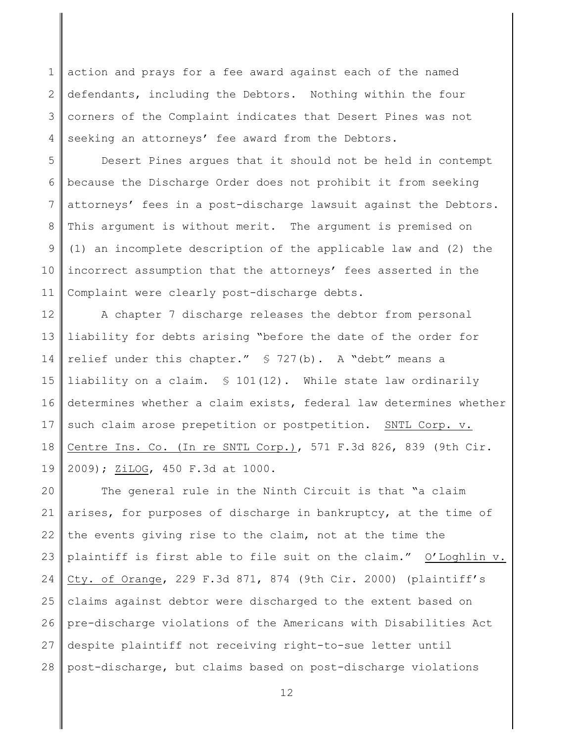action and prays for a fee award against each of the named defendants, including the Debtors. Nothing within the four corners of the Complaint indicates that Desert Pines was not seeking an attorneys' fee award from the Debtors.

Desert Pines argues that it should not be held in contempt because the Discharge Order does not prohibit it from seeking attorneys' fees in a post-discharge lawsuit against the Debtors. This argument is without merit. The argument is premised on (1) an incomplete description of the applicable law and (2) the incorrect assumption that the attorneys' fees asserted in the Complaint were clearly post-discharge debts.

A chapter 7 discharge releases the debtor from personal liability for debts arising "before the date of the order for relief under this chapter." § 727(b). A "debt" means a liability on a claim. § 101(12). While state law ordinarily determines whether a claim exists, federal law determines whether such claim arose prepetition or postpetition. SNTL Corp. v. Centre Ins. Co. (In re SNTL Corp.), 571 F.3d 826, 839 (9th Cir. 2009); ZiLOG, 450 F.3d at 1000.

The general rule in the Ninth Circuit is that "a claim arises, for purposes of discharge in bankruptcy, at the time of the events giving rise to the claim, not at the time the plaintiff is first able to file suit on the claim." O'Loghlin v. Cty. of Orange, 229 F.3d 871, 874 (9th Cir. 2000) (plaintiff's claims against debtor were discharged to the extent based on pre-discharge violations of the Americans with Disabilities Act despite plaintiff not receiving right-to-sue letter until post-discharge, but claims based on post-discharge violations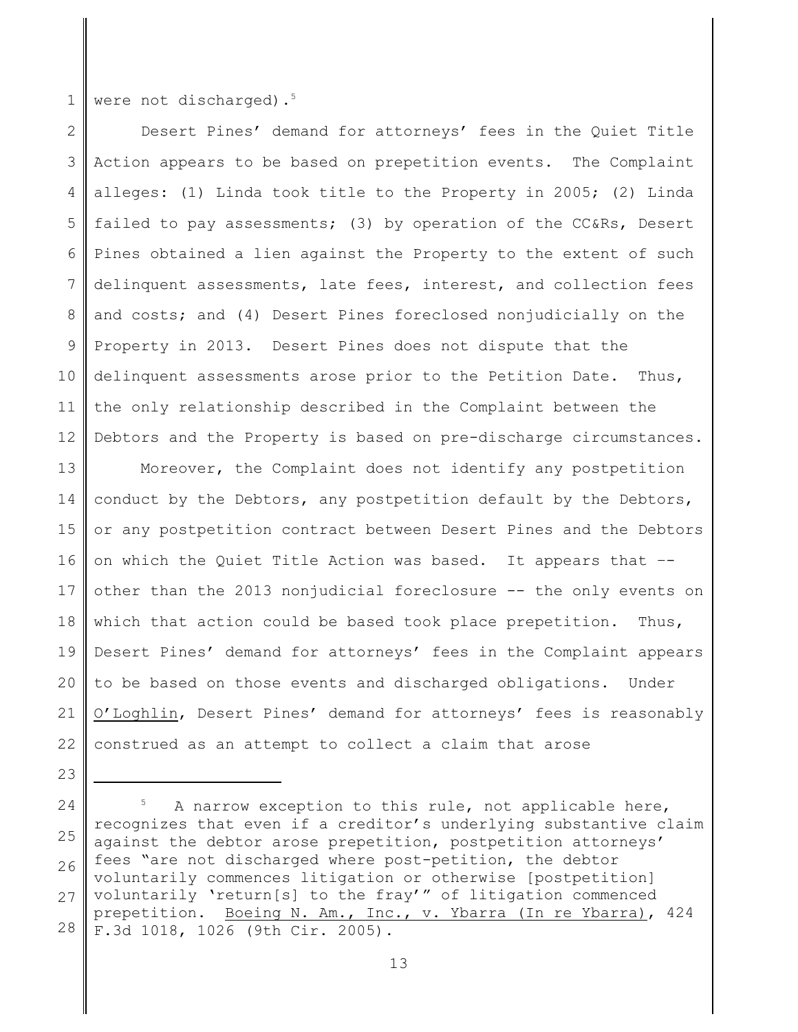were not discharged).[5]

Desert Pines' demand for attorneys' fees in the Quiet Title Action appears to be based on prepetition events. The Complaint alleges: (1) Linda took title to the Property in 2005; (2) Linda failed to pay assessments; (3) by operation of the CC&Rs, Desert Pines obtained a lien against the Property to the extent of such delinquent assessments, late fees, interest, and collection fees and costs; and (4) Desert Pines foreclosed nonjudicially on the Property in 2013. Desert Pines does not dispute that the delinquent assessments arose prior to the Petition Date. Thus, the only relationship described in the Complaint between the Debtors and the Property is based on pre-discharge circumstances.

Moreover, the Complaint does not identify any postpetition conduct by the Debtors, any postpetition default by the Debtors, or any postpetition contract between Desert Pines and the Debtors on which the Quiet Title Action was based. It appears that -- other than the 2013 nonjudicial foreclosure -- the only events on which that action could be based took place prepetition. Thus, Desert Pines' demand for attorneys' fees in the Complaint appears to be based on those events and discharged obligations. Under O'Loghlin, Desert Pines' demand for attorneys' fees is reasonably construed as an attempt to collect a claim that arose

---

[5] A narrow exception to this rule, not applicable here, recognizes that even if a creditor's underlying substantive claim against the debtor arose prepetition, postpetition attorneys' fees "are not discharged where post-petition, the debtor voluntarily commences litigation or otherwise [postpetition] voluntarily 'return[s] to the fray'" of litigation commenced prepetition. Boeing N. Am., Inc., v. Ybarra (In re Ybarra), 424 F.3d 1018, 1026 (9th Cir. 2005).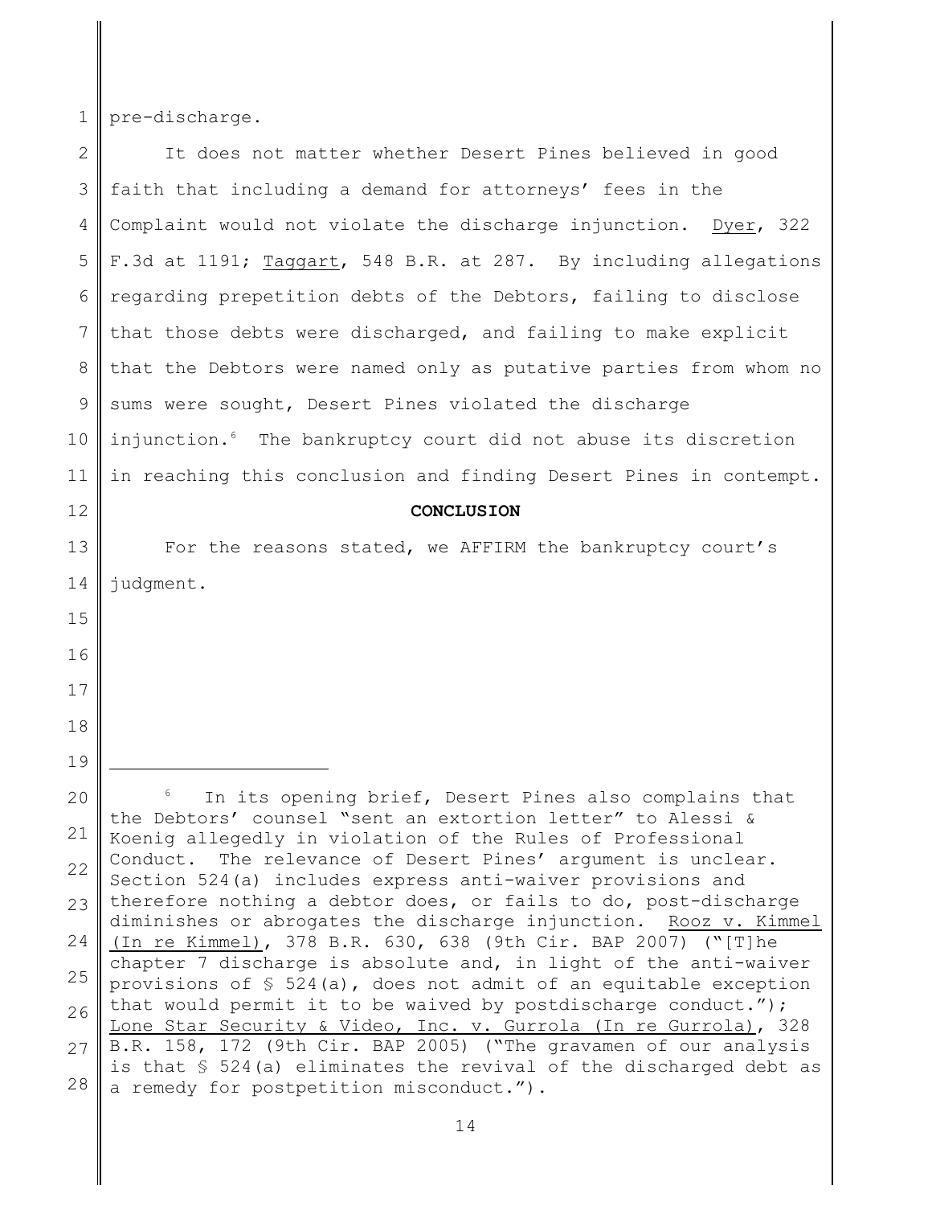pre-discharge.

It does not matter whether Desert Pines believed in good faith that including a demand for attorneys' fees in the Complaint would not violate the discharge injunction. Dyer, 322 F.3d at 1191; Taggart, 548 B.R. at 287. By including allegations regarding prepetition debts of the Debtors, failing to disclose that those debts were discharged, and failing to make explicit that the Debtors were named only as putative parties from whom no sums were sought, Desert Pines violated the discharge injunction.[6] The bankruptcy court did not abuse its discretion in reaching this conclusion and finding Desert Pines in contempt.

**CONCLUSION**

For the reasons stated, we AFFIRM the bankruptcy court's judgment.

---

[6] In its opening brief, Desert Pines also complains that the Debtors' counsel "sent an extortion letter" to Alessi & Koenig allegedly in violation of the Rules of Professional Conduct. The relevance of Desert Pines' argument is unclear. Section 524(a) includes express anti-waiver provisions and therefore nothing a debtor does, or fails to do, post-discharge diminishes or abrogates the discharge injunction. Rooz v. Kimmel (In re Kimmel), 378 B.R. 630, 638 (9th Cir. BAP 2007) ("[T]he chapter 7 discharge is absolute and, in light of the anti-waiver provisions of § 524(a), does not admit of an equitable exception that would permit it to be waived by postdischarge conduct."); Lone Star Security & Video, Inc. v. Gurrola (In re Gurrola), 328 B.R. 158, 172 (9th Cir. BAP 2005) ("The gravamen of our analysis is that § 524(a) eliminates the revival of the discharged debt as a remedy for postpetition misconduct.").